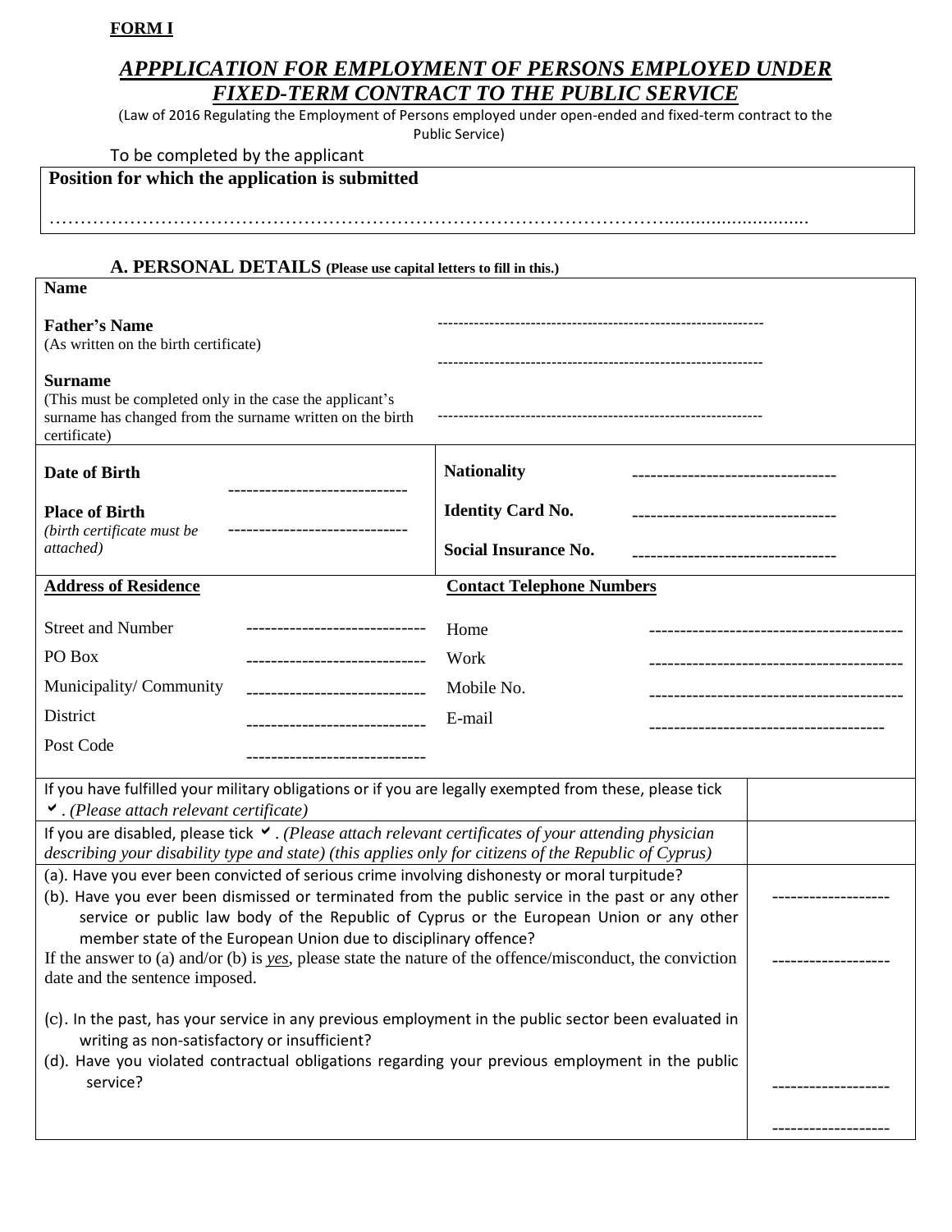**FORM I**

## *APPPLICATION FOR EMPLOYMENT OF PERSONS EMPLOYED UNDER FIXED-TERM CONTRACT TO THE PUBLIC SERVICE*

(Law of 2016 Regulating the Employment of Persons employed under open-ended and fixed-term contract to the Public Service)

To be completed by the applicant

| **Position for which the application is submitted** |
|---|
| …………………………………………………………………………………………………......................... |

### A. PERSONAL DETAILS (Please use capital letters to fill in this.)

| | |
|---|---|
| **Name** | |
| **Father's Name** (As written on the birth certificate) | ------------------------------------------------------------- |
| **Surname** (This must be completed only in the case the applicant's surname has changed from the surname written on the birth certificate) | ------------------------------------------------------------- |
| | ------------------------------------------------------------- |

| | | | |
|---|---|---|---|
| **Date of Birth** | ----------------------------- | **Nationality** | --------------------------------- |
| **Place of Birth** *(birth certificate must be attached)* | ----------------------------- | **Identity Card No.** | --------------------------------- |
| | | **Social Insurance No.** | --------------------------------- |

| **Address of Residence** | | **Contact Telephone Numbers** | |
|---|---|---|---|
| Street and Number | ----------------------------- | Home | ----------------------------------------- |
| PO Box | ----------------------------- | Work | ----------------------------------------- |
| Municipality/ Community | ----------------------------- | Mobile No. | ----------------------------------------- |
| District | ----------------------------- | E-mail | -------------------------------------- |
| Post Code | ----------------------------- | | |

| | |
|---|---|
| If you have fulfilled your military obligations or if you are legally exempted from these, please tick ✓. *(Please attach relevant certificate)* | |
| If you are disabled, please tick ✓. *(Please attach relevant certificates of your attending physician describing your disability type and state) (this applies only for citizens of the Republic of Cyprus)* | |
| (a). Have you ever been convicted of serious crime involving dishonesty or moral turpitude?<br>(b). Have you ever been dismissed or terminated from the public service in the past or any other service or public law body of the Republic of Cyprus or the European Union or any other member state of the European Union due to disciplinary offence?<br>If the answer to (a) and/or (b) is *yes*, please state the nature of the offence/misconduct, the conviction date and the sentence imposed. | -------------------<br>------------------- |
| (c). In the past, has your service in any previous employment in the public sector been evaluated in writing as non-satisfactory or insufficient?<br>(d). Have you violated contractual obligations regarding your previous employment in the public service? | -------------------<br>------------------- |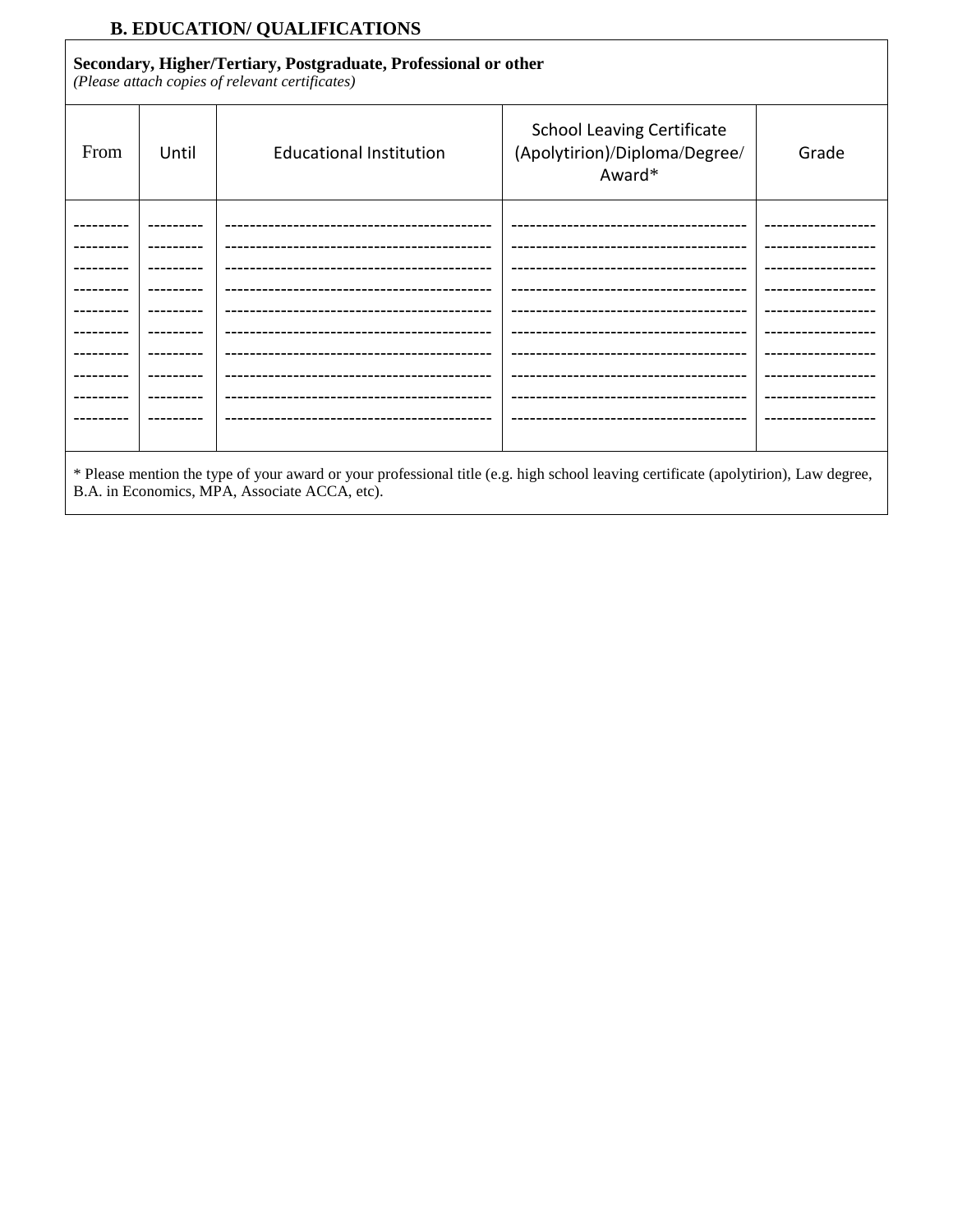## B. EDUCATION/ QUALIFICATIONS

**Secondary, Higher/Tertiary, Postgraduate, Professional or other**
*(Please attach copies of relevant certificates)*

| From | Until | Educational Institution | School Leaving Certificate (Apolytirion)/Diploma/Degree/ Award* | Grade |
|---|---|---|---|---|
| --------- | --------- | ------------------------------------------ | ------------------------------------- | ------------------ |
| --------- | --------- | ------------------------------------------ | ------------------------------------- | ------------------ |
| --------- | --------- | ------------------------------------------ | ------------------------------------- | ------------------ |
| --------- | --------- | ------------------------------------------ | ------------------------------------- | ------------------ |
| --------- | --------- | ------------------------------------------ | ------------------------------------- | ------------------ |
| --------- | --------- | ------------------------------------------ | ------------------------------------- | ------------------ |
| --------- | --------- | ------------------------------------------ | ------------------------------------- | ------------------ |
| --------- | --------- | ------------------------------------------ | ------------------------------------- | ------------------ |
| --------- | --------- | ------------------------------------------ | ------------------------------------- | ------------------ |
| --------- | --------- | ------------------------------------------ | ------------------------------------- | ------------------ |

* Please mention the type of your award or your professional title (e.g. high school leaving certificate (apolytirion), Law degree, B.A. in Economics, MPA, Associate ACCA, etc).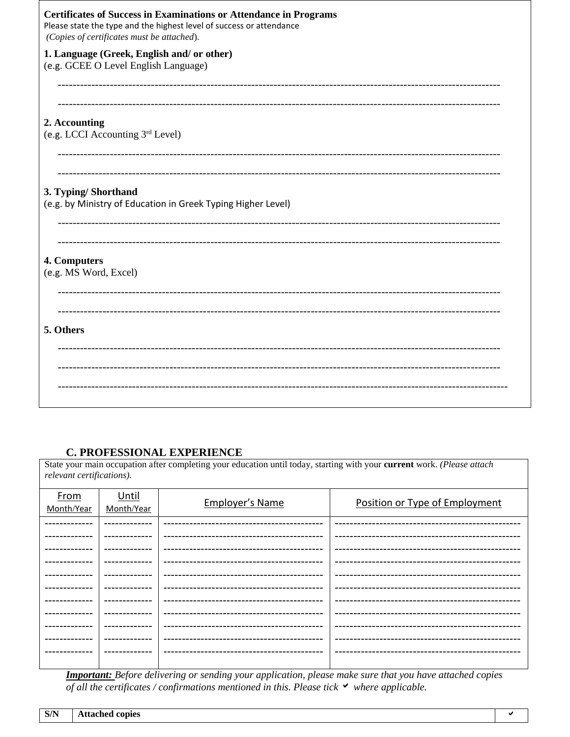**Certificates of Success in Examinations or Attendance in Programs**
Please state the type and the highest level of success or attendance
*(Copies of certificates must be attached)*.

**1. Language (Greek, English and/ or other)**
(e.g. GCEE O Level English Language)

------------------------------------------------------------------------------------------------------------------------

------------------------------------------------------------------------------------------------------------------------

**2. Accounting**
(e.g. LCCI Accounting 3rd Level)

------------------------------------------------------------------------------------------------------------------------

------------------------------------------------------------------------------------------------------------------------

**3. Typing/ Shorthand**
(e.g. by Ministry of Education in Greek Typing Higher Level)

------------------------------------------------------------------------------------------------------------------------

------------------------------------------------------------------------------------------------------------------------

**4. Computers**
(e.g. MS Word, Excel)

------------------------------------------------------------------------------------------------------------------------

------------------------------------------------------------------------------------------------------------------------

**5. Others**

------------------------------------------------------------------------------------------------------------------------

------------------------------------------------------------------------------------------------------------------------

------------------------------------------------------------------------------------------------------------------------

## C. PROFESSIONAL EXPERIENCE

State your main occupation after completing your education until today, starting with your **current** work. *(Please attach relevant certifications).*

| From Month/Year | Until Month/Year | Employer's Name | Position or Type of Employment |
|---|---|---|---|
| ------------ | ------------ | ------------------------------------------ | ------------------------------------------------ |
| ------------ | ------------ | ------------------------------------------ | ------------------------------------------------ |
| ------------ | ------------ | ------------------------------------------ | ------------------------------------------------ |
| ------------ | ------------ | ------------------------------------------ | ------------------------------------------------ |
| ------------ | ------------ | ------------------------------------------ | ------------------------------------------------ |
| ------------ | ------------ | ------------------------------------------ | ------------------------------------------------ |
| ------------ | ------------ | ------------------------------------------ | ------------------------------------------------ |
| ------------ | ------------ | ------------------------------------------ | ------------------------------------------------ |
| ------------ | ------------ | ------------------------------------------ | ------------------------------------------------ |
| ------------ | ------------ | ------------------------------------------ | ------------------------------------------------ |
| ------------ | ------------ | ------------------------------------------ | ------------------------------------------------ |

***Important:*** *Before delivering or sending your application, please make sure that you have attached copies of all the certificates / confirmations mentioned in this. Please tick ✔ where applicable.*

| S/N | Attached copies | ✔ |
|---|---|---|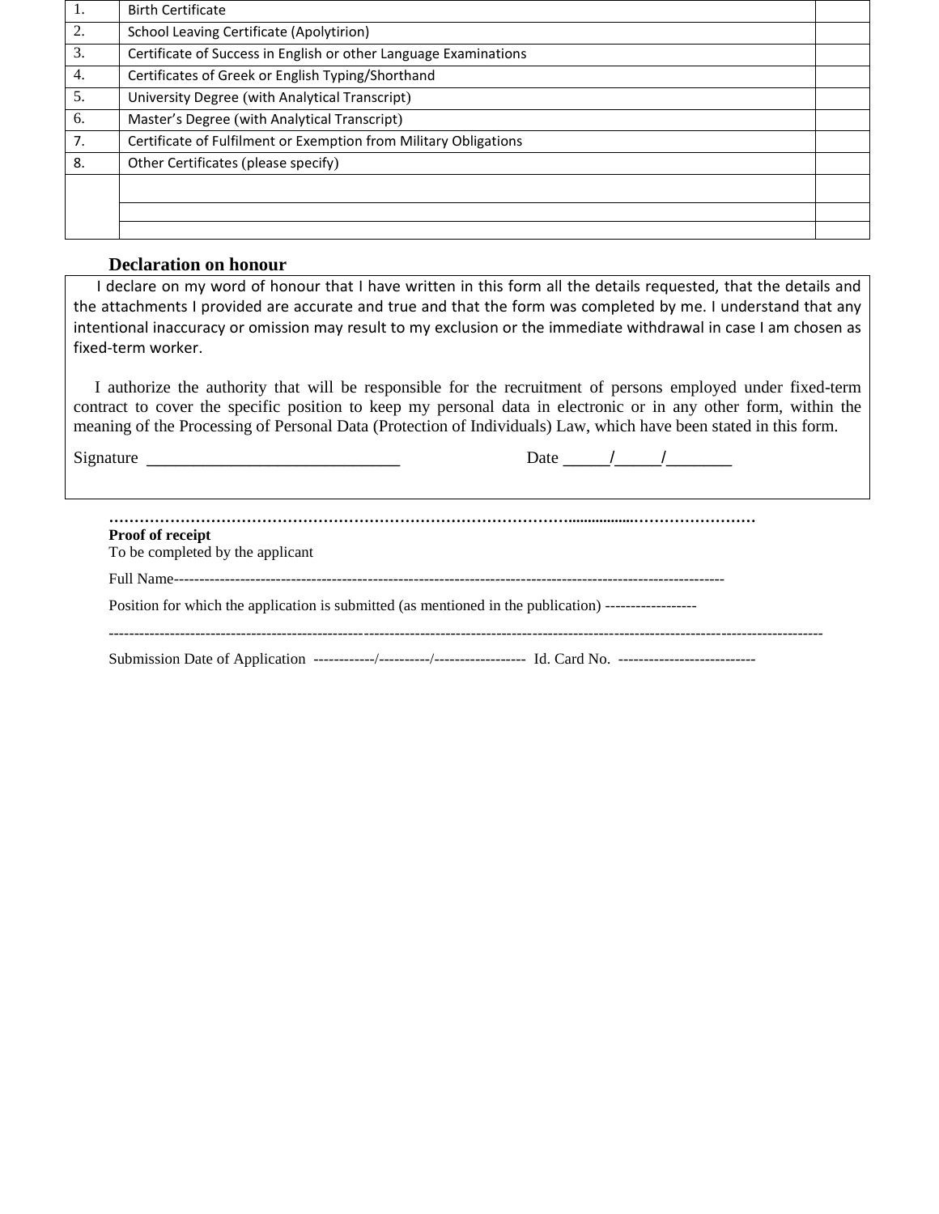| | | |
|---|---|---|
| 1. | Birth Certificate | |
| 2. | School Leaving Certificate (Apolytirion) | |
| 3. | Certificate of Success in English or other Language Examinations | |
| 4. | Certificates of Greek or English Typing/Shorthand | |
| 5. | University Degree (with Analytical Transcript) | |
| 6. | Master's Degree (with Analytical Transcript) | |
| 7. | Certificate of Fulfilment or Exemption from Military Obligations | |
| 8. | Other Certificates (please specify) | |
| | | |
| | | |
| | | |

**Declaration on honour**

I declare on my word of honour that I have written in this form all the details requested, that the details and the attachments I provided are accurate and true and that the form was completed by me. I understand that any intentional inaccuracy or omission may result to my exclusion or the immediate withdrawal in case I am chosen as fixed-term worker.

I authorize the authority that will be responsible for the recruitment of persons employed under fixed-term contract to cover the specific position to keep my personal data in electronic or in any other form, within the meaning of the Processing of Personal Data (Protection of Individuals) Law, which have been stated in this form.

Signature ______________________________ Date _____/_____/_______

…………………………………………………………………………………………………………………

**Proof of receipt**

To be completed by the applicant

Full Name-----------------------------------------------------------------------------------------------------------

Position for which the application is submitted (as mentioned in the publication) ------------------

-----------------------------------------------------------------------------------------------------------------------------------------

Submission Date of Application ------------/----------/------------------ Id. Card No. ---------------------------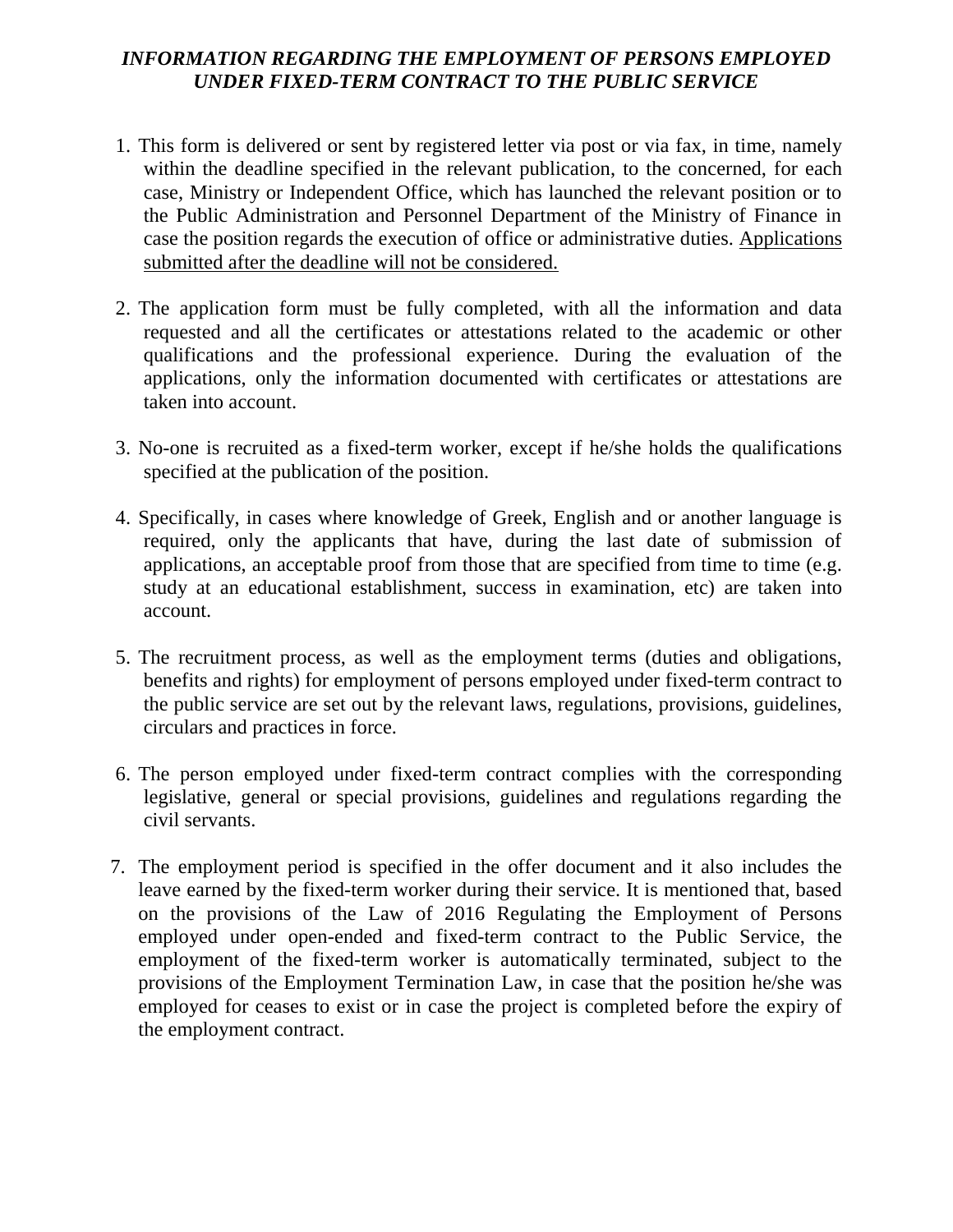# *INFORMATION REGARDING THE EMPLOYMENT OF PERSONS EMPLOYED UNDER FIXED-TERM CONTRACT TO THE PUBLIC SERVICE*

1. This form is delivered or sent by registered letter via post or via fax, in time, namely within the deadline specified in the relevant publication, to the concerned, for each case, Ministry or Independent Office, which has launched the relevant position or to the Public Administration and Personnel Department of the Ministry of Finance in case the position regards the execution of office or administrative duties. <u>Applications submitted after the deadline will not be considered.</u>

2. The application form must be fully completed, with all the information and data requested and all the certificates or attestations related to the academic or other qualifications and the professional experience. During the evaluation of the applications, only the information documented with certificates or attestations are taken into account.

3. No-one is recruited as a fixed-term worker, except if he/she holds the qualifications specified at the publication of the position.

4. Specifically, in cases where knowledge of Greek, English and or another language is required, only the applicants that have, during the last date of submission of applications, an acceptable proof from those that are specified from time to time (e.g. study at an educational establishment, success in examination, etc) are taken into account.

5. The recruitment process, as well as the employment terms (duties and obligations, benefits and rights) for employment of persons employed under fixed-term contract to the public service are set out by the relevant laws, regulations, provisions, guidelines, circulars and practices in force.

6. The person employed under fixed-term contract complies with the corresponding legislative, general or special provisions, guidelines and regulations regarding the civil servants.

7. The employment period is specified in the offer document and it also includes the leave earned by the fixed-term worker during their service. It is mentioned that, based on the provisions of the Law of 2016 Regulating the Employment of Persons employed under open-ended and fixed-term contract to the Public Service, the employment of the fixed-term worker is automatically terminated, subject to the provisions of the Employment Termination Law, in case that the position he/she was employed for ceases to exist or in case the project is completed before the expiry of the employment contract.